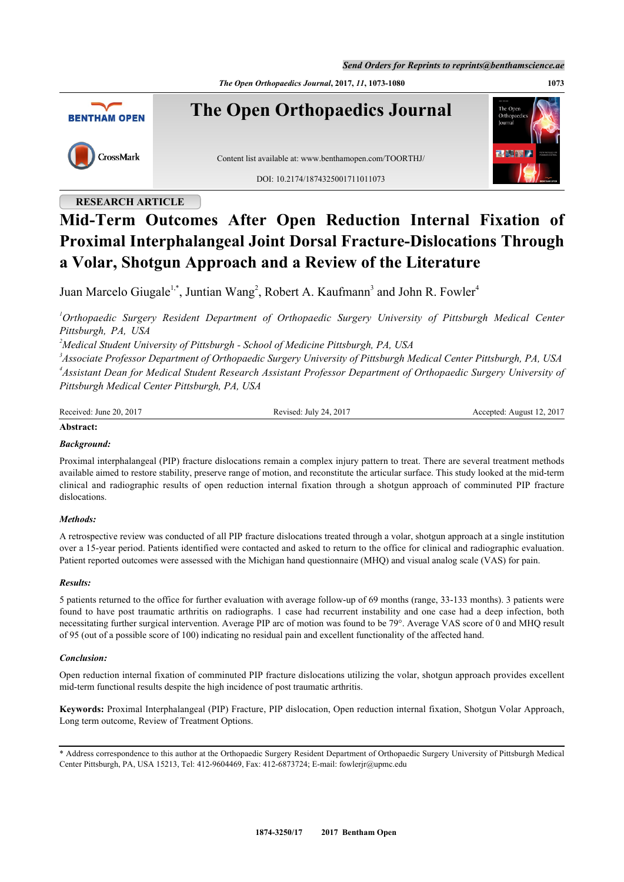RESEARCH ARTICLE

# Mid-Term Outcomes After Open Reduction Internal Fixation of Proximal Interphalangeal Joint Dorsal Fracture-Dislocations Through a Volar, Shotgun Approach and a Review of the Literature

Juan Marcelo Giugale[1,*], Juntian Wang[2], Robert A. Kaufmann[3] and John R. Fowler[4]

[1] *Orthopaedic Surgery Resident Department of Orthopaedic Surgery University of Pittsburgh Medical Center Pittsburgh, PA, USA*

[2] *Medical Student University of Pittsburgh - School of Medicine Pittsburgh, PA, USA*

[3] *Associate Professor Department of Orthopaedic Surgery University of Pittsburgh Medical Center Pittsburgh, PA, USA*

[4] *Assistant Dean for Medical Student Research Assistant Professor Department of Orthopaedic Surgery University of Pittsburgh Medical Center Pittsburgh, PA, USA*

Received: June 20, 2017 | Revised: July 24, 2017 | Accepted: August 12, 2017

**Abstract:**

***Background:***

Proximal interphalangeal (PIP) fracture dislocations remain a complex injury pattern to treat. There are several treatment methods available aimed to restore stability, preserve range of motion, and reconstitute the articular surface. This study looked at the mid-term clinical and radiographic results of open reduction internal fixation through a shotgun approach of comminuted PIP fracture dislocations.

***Methods:***

A retrospective review was conducted of all PIP fracture dislocations treated through a volar, shotgun approach at a single institution over a 15-year period. Patients identified were contacted and asked to return to the office for clinical and radiographic evaluation. Patient reported outcomes were assessed with the Michigan hand questionnaire (MHQ) and visual analog scale (VAS) for pain.

***Results:***

5 patients returned to the office for further evaluation with average follow-up of 69 months (range, 33-133 months). 3 patients were found to have post traumatic arthritis on radiographs. 1 case had recurrent instability and one case had a deep infection, both necessitating further surgical intervention. Average PIP arc of motion was found to be 79°. Average VAS score of 0 and MHQ result of 95 (out of a possible score of 100) indicating no residual pain and excellent functionality of the affected hand.

***Conclusion:***

Open reduction internal fixation of comminuted PIP fracture dislocations utilizing the volar, shotgun approach provides excellent mid-term functional results despite the high incidence of post traumatic arthritis.

**Keywords:** Proximal Interphalangeal (PIP) Fracture, PIP dislocation, Open reduction internal fixation, Shotgun Volar Approach, Long term outcome, Review of Treatment Options.

\* Address correspondence to this author at the Orthopaedic Surgery Resident Department of Orthopaedic Surgery University of Pittsburgh Medical Center Pittsburgh, PA, USA 15213, Tel: 412-9604469, Fax: 412-6873724; E-mail: fowlerjr@upmc.edu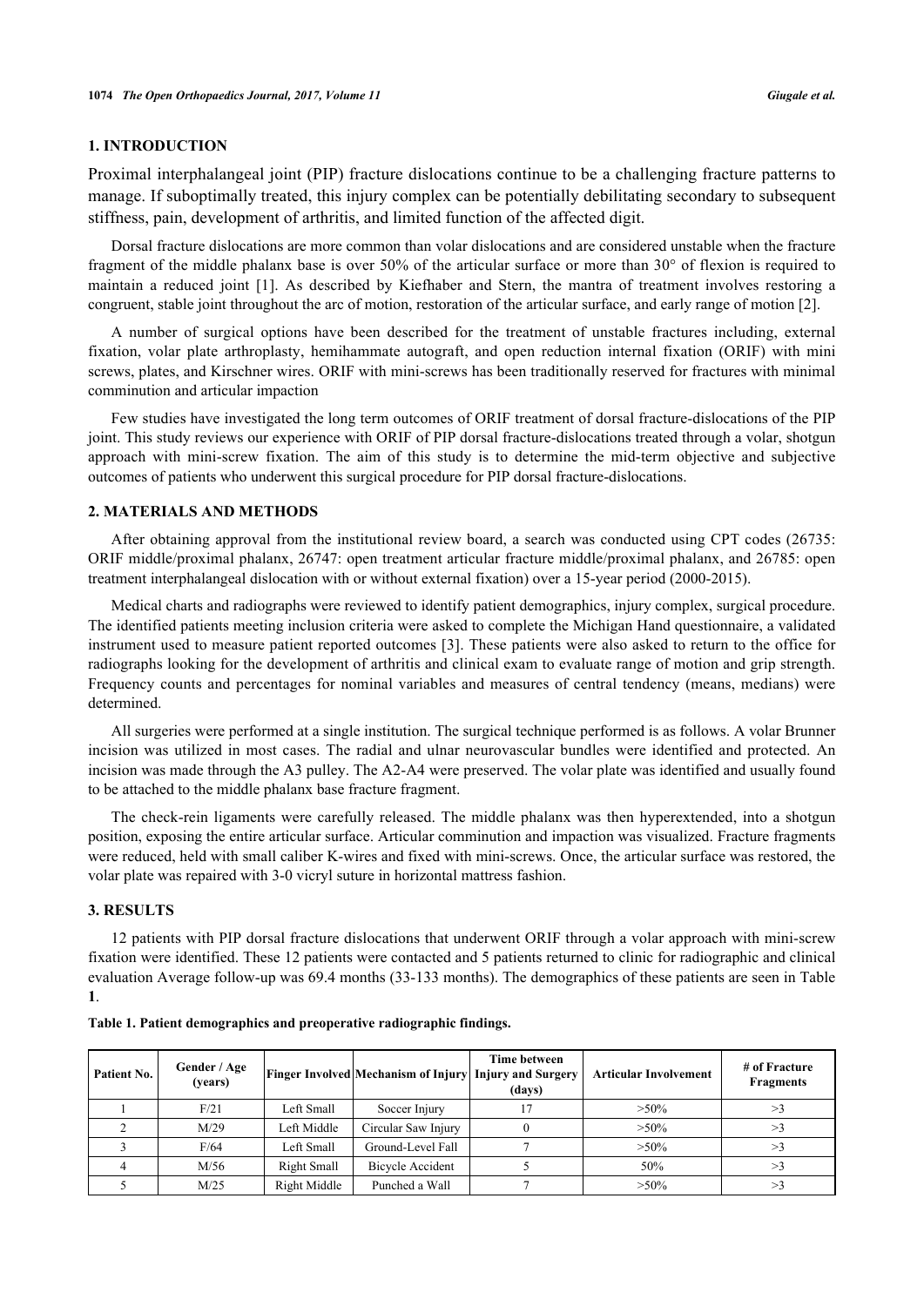## 1. INTRODUCTION

Proximal interphalangeal joint (PIP) fracture dislocations continue to be a challenging fracture patterns to manage. If suboptimally treated, this injury complex can be potentially debilitating secondary to subsequent stiffness, pain, development of arthritis, and limited function of the affected digit.

Dorsal fracture dislocations are more common than volar dislocations and are considered unstable when the fracture fragment of the middle phalanx base is over 50% of the articular surface or more than 30° of flexion is required to maintain a reduced joint [1]. As described by Kiefhaber and Stern, the mantra of treatment involves restoring a congruent, stable joint throughout the arc of motion, restoration of the articular surface, and early range of motion [2].

A number of surgical options have been described for the treatment of unstable fractures including, external fixation, volar plate arthroplasty, hemihammate autograft, and open reduction internal fixation (ORIF) with mini screws, plates, and Kirschner wires. ORIF with mini-screws has been traditionally reserved for fractures with minimal comminution and articular impaction

Few studies have investigated the long term outcomes of ORIF treatment of dorsal fracture-dislocations of the PIP joint. This study reviews our experience with ORIF of PIP dorsal fracture-dislocations treated through a volar, shotgun approach with mini-screw fixation. The aim of this study is to determine the mid-term objective and subjective outcomes of patients who underwent this surgical procedure for PIP dorsal fracture-dislocations.

## 2. MATERIALS AND METHODS

After obtaining approval from the institutional review board, a search was conducted using CPT codes (26735: ORIF middle/proximal phalanx, 26747: open treatment articular fracture middle/proximal phalanx, and 26785: open treatment interphalangeal dislocation with or without external fixation) over a 15-year period (2000-2015).

Medical charts and radiographs were reviewed to identify patient demographics, injury complex, surgical procedure. The identified patients meeting inclusion criteria were asked to complete the Michigan Hand questionnaire, a validated instrument used to measure patient reported outcomes [3]. These patients were also asked to return to the office for radiographs looking for the development of arthritis and clinical exam to evaluate range of motion and grip strength. Frequency counts and percentages for nominal variables and measures of central tendency (means, medians) were determined.

All surgeries were performed at a single institution. The surgical technique performed is as follows. A volar Brunner incision was utilized in most cases. The radial and ulnar neurovascular bundles were identified and protected. An incision was made through the A3 pulley. The A2-A4 were preserved. The volar plate was identified and usually found to be attached to the middle phalanx base fracture fragment.

The check-rein ligaments were carefully released. The middle phalanx was then hyperextended, into a shotgun position, exposing the entire articular surface. Articular comminution and impaction was visualized. Fracture fragments were reduced, held with small caliber K-wires and fixed with mini-screws. Once, the articular surface was restored, the volar plate was repaired with 3-0 vicryl suture in horizontal mattress fashion.

## 3. RESULTS

12 patients with PIP dorsal fracture dislocations that underwent ORIF through a volar approach with mini-screw fixation were identified. These 12 patients were contacted and 5 patients returned to clinic for radiographic and clinical evaluation Average follow-up was 69.4 months (33-133 months). The demographics of these patients are seen in Table **1**.

**Table 1. Patient demographics and preoperative radiographic findings.**

| Patient No. | Gender / Age (years) | Finger Involved | Mechanism of Injury | Time between Injury and Surgery (days) | Articular Involvement | # of Fracture Fragments |
|---|---|---|---|---|---|---|
| 1 | F/21 | Left Small | Soccer Injury | 17 | >50% | >3 |
| 2 | M/29 | Left Middle | Circular Saw Injury | 0 | >50% | >3 |
| 3 | F/64 | Left Small | Ground-Level Fall | 7 | >50% | >3 |
| 4 | M/56 | Right Small | Bicycle Accident | 5 | 50% | >3 |
| 5 | M/25 | Right Middle | Punched a Wall | 7 | >50% | >3 |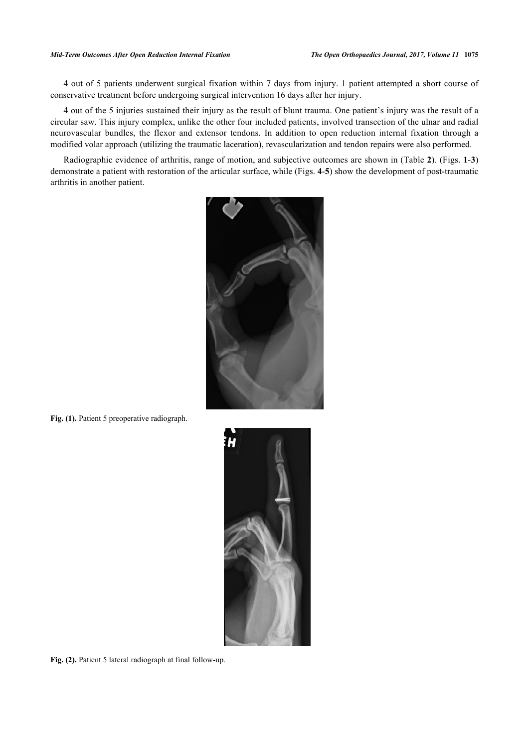4 out of 5 patients underwent surgical fixation within 7 days from injury. 1 patient attempted a short course of conservative treatment before undergoing surgical intervention 16 days after her injury.

4 out of the 5 injuries sustained their injury as the result of blunt trauma. One patient's injury was the result of a circular saw. This injury complex, unlike the other four included patients, involved transection of the ulnar and radial neurovascular bundles, the flexor and extensor tendons. In addition to open reduction internal fixation through a modified volar approach (utilizing the traumatic laceration), revascularization and tendon repairs were also performed.

Radiographic evidence of arthritis, range of motion, and subjective outcomes are shown in (Table **2**). (Figs. **1**-**3**) demonstrate a patient with restoration of the articular surface, while (Figs. **4**-**5**) show the development of post-traumatic arthritis in another patient.

**Fig. (1).** Patient 5 preoperative radiograph.

**Fig. (2).** Patient 5 lateral radiograph at final follow-up.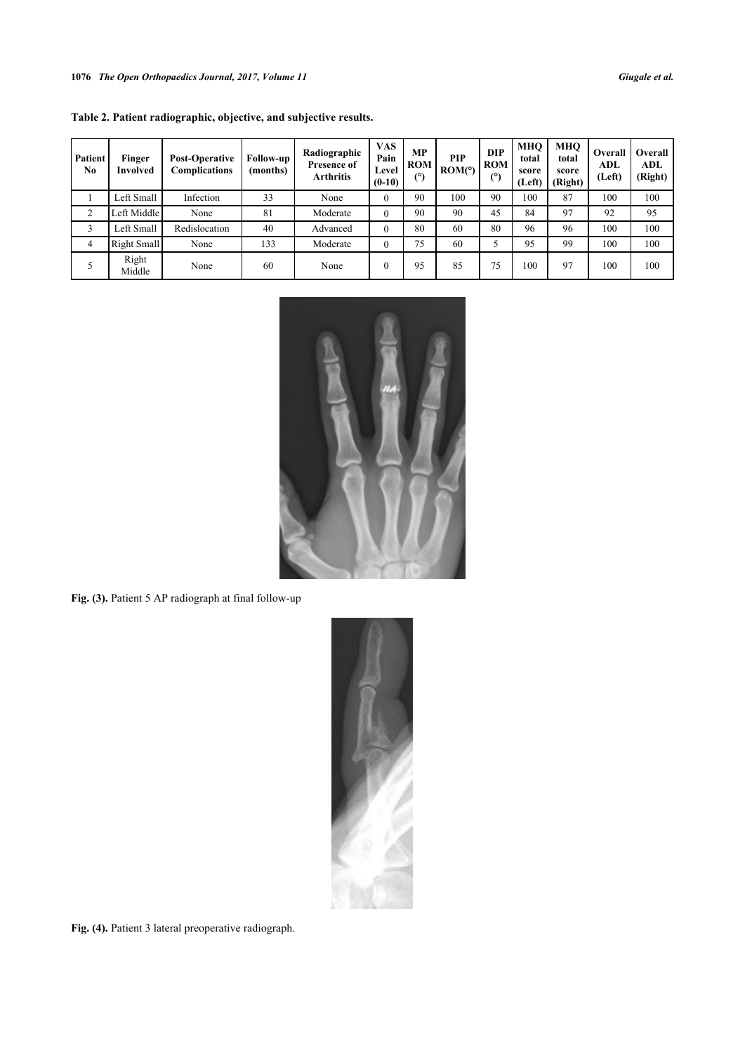**Table 2. Patient radiographic, objective, and subjective results.**

| Patient No | Finger Involved | Post-Operative Complications | Follow-up (months) | Radiographic Presence of Arthritis | VAS Pain Level (0-10) | MP ROM (°) | PIP ROM(°) | DIP ROM (°) | MHQ total score (Left) | MHQ total score (Right) | Overall ADL (Left) | Overall ADL (Right) |
|---|---|---|---|---|---|---|---|---|---|---|---|---|
| 1 | Left Small | Infection | 33 | None | 0 | 90 | 100 | 90 | 100 | 87 | 100 | 100 |
| 2 | Left Middle | None | 81 | Moderate | 0 | 90 | 90 | 45 | 84 | 97 | 92 | 95 |
| 3 | Left Small | Redislocation | 40 | Advanced | 0 | 80 | 60 | 80 | 96 | 96 | 100 | 100 |
| 4 | Right Small | None | 133 | Moderate | 0 | 75 | 60 | 5 | 95 | 99 | 100 | 100 |
| 5 | Right Middle | None | 60 | None | 0 | 95 | 85 | 75 | 100 | 97 | 100 | 100 |

**Fig. (3).** Patient 5 AP radiograph at final follow-up

**Fig. (4).** Patient 3 lateral preoperative radiograph.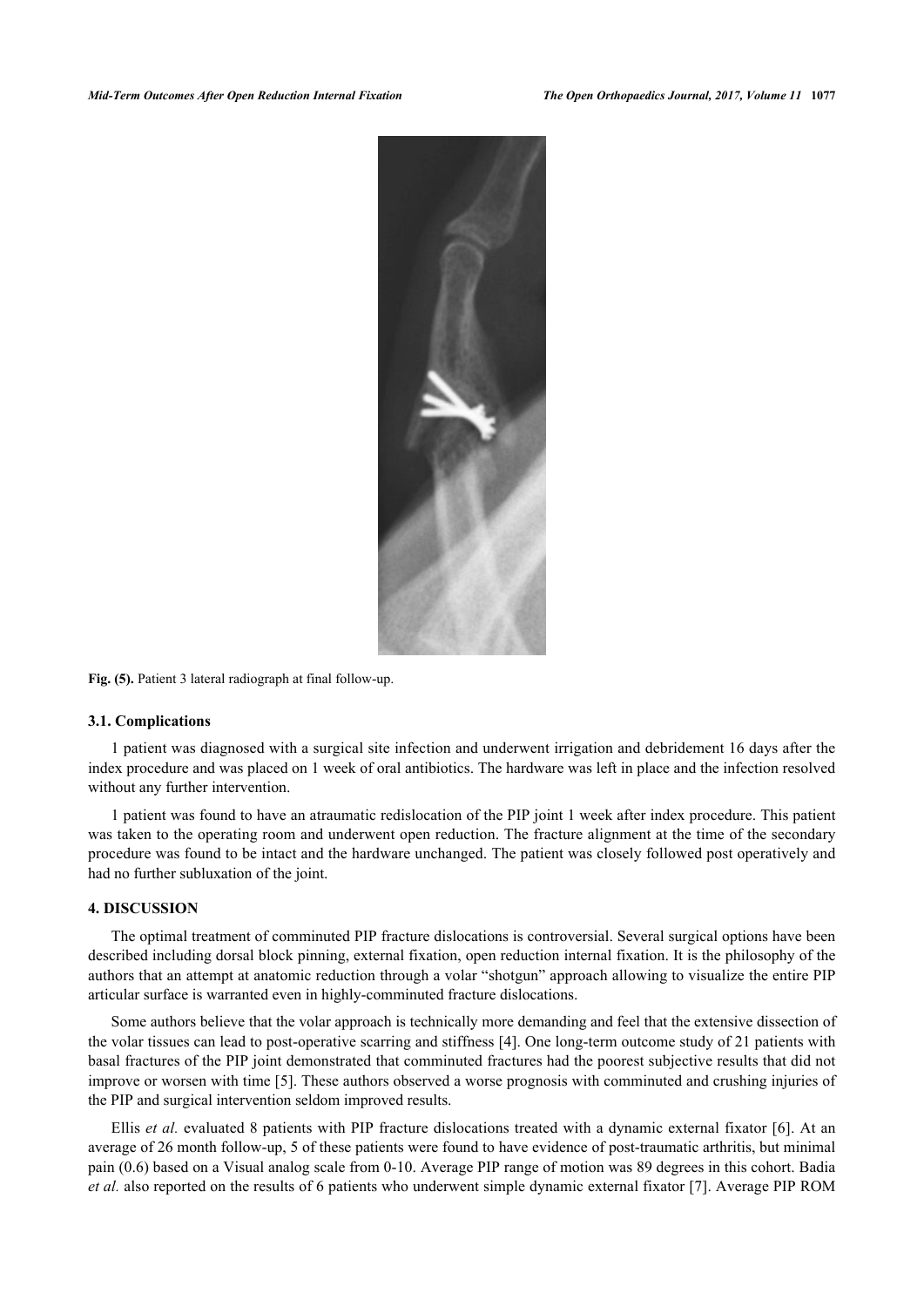Fig. (5). Patient 3 lateral radiograph at final follow-up.

### 3.1. Complications

1 patient was diagnosed with a surgical site infection and underwent irrigation and debridement 16 days after the index procedure and was placed on 1 week of oral antibiotics. The hardware was left in place and the infection resolved without any further intervention.

1 patient was found to have an atraumatic redislocation of the PIP joint 1 week after index procedure. This patient was taken to the operating room and underwent open reduction. The fracture alignment at the time of the secondary procedure was found to be intact and the hardware unchanged. The patient was closely followed post operatively and had no further subluxation of the joint.

## 4. DISCUSSION

The optimal treatment of comminuted PIP fracture dislocations is controversial. Several surgical options have been described including dorsal block pinning, external fixation, open reduction internal fixation. It is the philosophy of the authors that an attempt at anatomic reduction through a volar "shotgun" approach allowing to visualize the entire PIP articular surface is warranted even in highly-comminuted fracture dislocations.

Some authors believe that the volar approach is technically more demanding and feel that the extensive dissection of the volar tissues can lead to post-operative scarring and stiffness [4]. One long-term outcome study of 21 patients with basal fractures of the PIP joint demonstrated that comminuted fractures had the poorest subjective results that did not improve or worsen with time [5]. These authors observed a worse prognosis with comminuted and crushing injuries of the PIP and surgical intervention seldom improved results.

Ellis *et al.* evaluated 8 patients with PIP fracture dislocations treated with a dynamic external fixator [6]. At an average of 26 month follow-up, 5 of these patients were found to have evidence of post-traumatic arthritis, but minimal pain (0.6) based on a Visual analog scale from 0-10. Average PIP range of motion was 89 degrees in this cohort. Badia *et al.* also reported on the results of 6 patients who underwent simple dynamic external fixator [7]. Average PIP ROM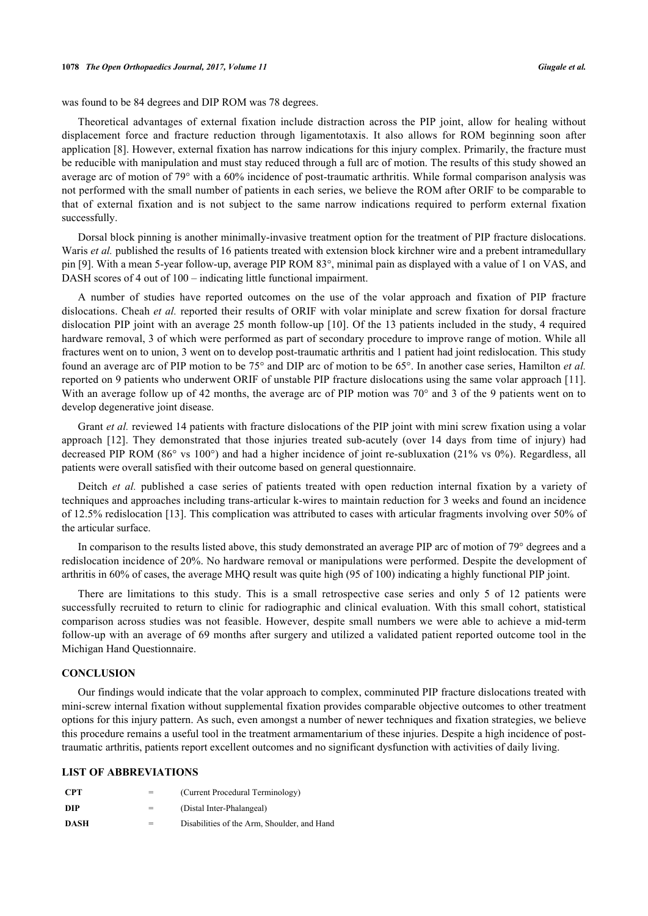was found to be 84 degrees and DIP ROM was 78 degrees.

Theoretical advantages of external fixation include distraction across the PIP joint, allow for healing without displacement force and fracture reduction through ligamentotaxis. It also allows for ROM beginning soon after application [8]. However, external fixation has narrow indications for this injury complex. Primarily, the fracture must be reducible with manipulation and must stay reduced through a full arc of motion. The results of this study showed an average arc of motion of 79° with a 60% incidence of post-traumatic arthritis. While formal comparison analysis was not performed with the small number of patients in each series, we believe the ROM after ORIF to be comparable to that of external fixation and is not subject to the same narrow indications required to perform external fixation successfully.

Dorsal block pinning is another minimally-invasive treatment option for the treatment of PIP fracture dislocations. Waris *et al.* published the results of 16 patients treated with extension block kirchner wire and a prebent intramedullary pin [9]. With a mean 5-year follow-up, average PIP ROM 83°, minimal pain as displayed with a value of 1 on VAS, and DASH scores of 4 out of 100 – indicating little functional impairment.

A number of studies have reported outcomes on the use of the volar approach and fixation of PIP fracture dislocations. Cheah *et al.* reported their results of ORIF with volar miniplate and screw fixation for dorsal fracture dislocation PIP joint with an average 25 month follow-up [10]. Of the 13 patients included in the study, 4 required hardware removal, 3 of which were performed as part of secondary procedure to improve range of motion. While all fractures went on to union, 3 went on to develop post-traumatic arthritis and 1 patient had joint redislocation. This study found an average arc of PIP motion to be 75° and DIP arc of motion to be 65°. In another case series, Hamilton *et al.* reported on 9 patients who underwent ORIF of unstable PIP fracture dislocations using the same volar approach [11]. With an average follow up of 42 months, the average arc of PIP motion was 70° and 3 of the 9 patients went on to develop degenerative joint disease.

Grant *et al.* reviewed 14 patients with fracture dislocations of the PIP joint with mini screw fixation using a volar approach [12]. They demonstrated that those injuries treated sub-acutely (over 14 days from time of injury) had decreased PIP ROM (86° vs 100°) and had a higher incidence of joint re-subluxation (21% vs 0%). Regardless, all patients were overall satisfied with their outcome based on general questionnaire.

Deitch *et al.* published a case series of patients treated with open reduction internal fixation by a variety of techniques and approaches including trans-articular k-wires to maintain reduction for 3 weeks and found an incidence of 12.5% redislocation [13]. This complication was attributed to cases with articular fragments involving over 50% of the articular surface.

In comparison to the results listed above, this study demonstrated an average PIP arc of motion of 79° degrees and a redislocation incidence of 20%. No hardware removal or manipulations were performed. Despite the development of arthritis in 60% of cases, the average MHQ result was quite high (95 of 100) indicating a highly functional PIP joint.

There are limitations to this study. This is a small retrospective case series and only 5 of 12 patients were successfully recruited to return to clinic for radiographic and clinical evaluation. With this small cohort, statistical comparison across studies was not feasible. However, despite small numbers we were able to achieve a mid-term follow-up with an average of 69 months after surgery and utilized a validated patient reported outcome tool in the Michigan Hand Questionnaire.

## CONCLUSION

Our findings would indicate that the volar approach to complex, comminuted PIP fracture dislocations treated with mini-screw internal fixation without supplemental fixation provides comparable objective outcomes to other treatment options for this injury pattern. As such, even amongst a number of newer techniques and fixation strategies, we believe this procedure remains a useful tool in the treatment armamentarium of these injuries. Despite a high incidence of post-traumatic arthritis, patients report excellent outcomes and no significant dysfunction with activities of daily living.

## LIST OF ABBREVIATIONS

| | | |
|---|---|---|
| **CPT** | = | (Current Procedural Terminology) |
| **DIP** | = | (Distal Inter-Phalangeal) |
| **DASH** | = | Disabilities of the Arm, Shoulder, and Hand |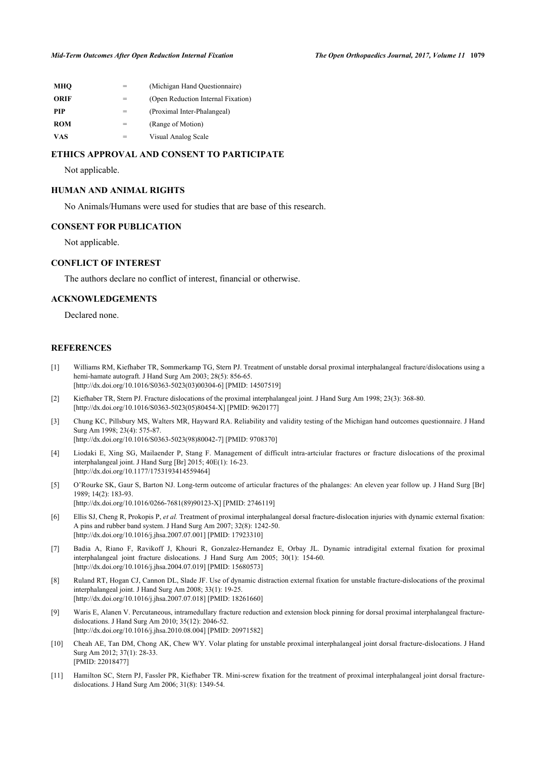| | | |
|---|---|---|
| **MHQ** | = | (Michigan Hand Questionnaire) |
| **ORIF** | = | (Open Reduction Internal Fixation) |
| **PIP** | = | (Proximal Inter-Phalangeal) |
| **ROM** | = | (Range of Motion) |
| **VAS** | = | Visual Analog Scale |

## ETHICS APPROVAL AND CONSENT TO PARTICIPATE

Not applicable.

## HUMAN AND ANIMAL RIGHTS

No Animals/Humans were used for studies that are base of this research.

## CONSENT FOR PUBLICATION

Not applicable.

## CONFLICT OF INTEREST

The authors declare no conflict of interest, financial or otherwise.

## ACKNOWLEDGEMENTS

Declared none.

## REFERENCES

[1] Williams RM, Kiefhaber TR, Sommerkamp TG, Stern PJ. Treatment of unstable dorsal proximal interphalangeal fracture/dislocations using a hemi-hamate autograft. J Hand Surg Am 2003; 28(5): 856-65. [http://dx.doi.org/10.1016/S0363-5023(03)00304-6] [PMID: 14507519]

[2] Kiefhaber TR, Stern PJ. Fracture dislocations of the proximal interphalangeal joint. J Hand Surg Am 1998; 23(3): 368-80. [http://dx.doi.org/10.1016/S0363-5023(05)80454-X] [PMID: 9620177]

[3] Chung KC, Pillsbury MS, Walters MR, Hayward RA. Reliability and validity testing of the Michigan hand outcomes questionnaire. J Hand Surg Am 1998; 23(4): 575-87. [http://dx.doi.org/10.1016/S0363-5023(98)80042-7] [PMID: 9708370]

[4] Liodaki E, Xing SG, Mailaender P, Stang F. Management of difficult intra-artciular fractures or fracture dislocations of the proximal interphalangeal joint. J Hand Surg [Br] 2015; 40E(1): 16-23. [http://dx.doi.org/10.1177/1753193414559464]

[5] O'Rourke SK, Gaur S, Barton NJ. Long-term outcome of articular fractures of the phalanges: An eleven year follow up. J Hand Surg [Br] 1989; 14(2): 183-93. [http://dx.doi.org/10.1016/0266-7681(89)90123-X] [PMID: 2746119]

[6] Ellis SJ, Cheng R, Prokopis P, *et al.* Treatment of proximal interphalangeal dorsal fracture-dislocation injuries with dynamic external fixation: A pins and rubber band system. J Hand Surg Am 2007; 32(8): 1242-50. [http://dx.doi.org/10.1016/j.jhsa.2007.07.001] [PMID: 17923310]

[7] Badia A, Riano F, Ravikoff J, Khouri R, Gonzalez-Hernandez E, Orbay JL. Dynamic intradigital external fixation for proximal interphalangeal joint fracture dislocations. J Hand Surg Am 2005; 30(1): 154-60. [http://dx.doi.org/10.1016/j.jhsa.2004.07.019] [PMID: 15680573]

[8] Ruland RT, Hogan CJ, Cannon DL, Slade JF. Use of dynamic distraction external fixation for unstable fracture-dislocations of the proximal interphalangeal joint. J Hand Surg Am 2008; 33(1): 19-25. [http://dx.doi.org/10.1016/j.jhsa.2007.07.018] [PMID: 18261660]

[9] Waris E, Alanen V. Percutaneous, intramedullary fracture reduction and extension block pinning for dorsal proximal interphalangeal fracture-dislocations. J Hand Surg Am 2010; 35(12): 2046-52. [http://dx.doi.org/10.1016/j.jhsa.2010.08.004] [PMID: 20971582]

[10] Cheah AE, Tan DM, Chong AK, Chew WY. Volar plating for unstable proximal interphalangeal joint dorsal fracture-dislocations. J Hand Surg Am 2012; 37(1): 28-33. [PMID: 22018477]

[11] Hamilton SC, Stern PJ, Fassler PR, Kiefhaber TR. Mini-screw fixation for the treatment of proximal interphalangeal joint dorsal fracture-dislocations. J Hand Surg Am 2006; 31(8): 1349-54.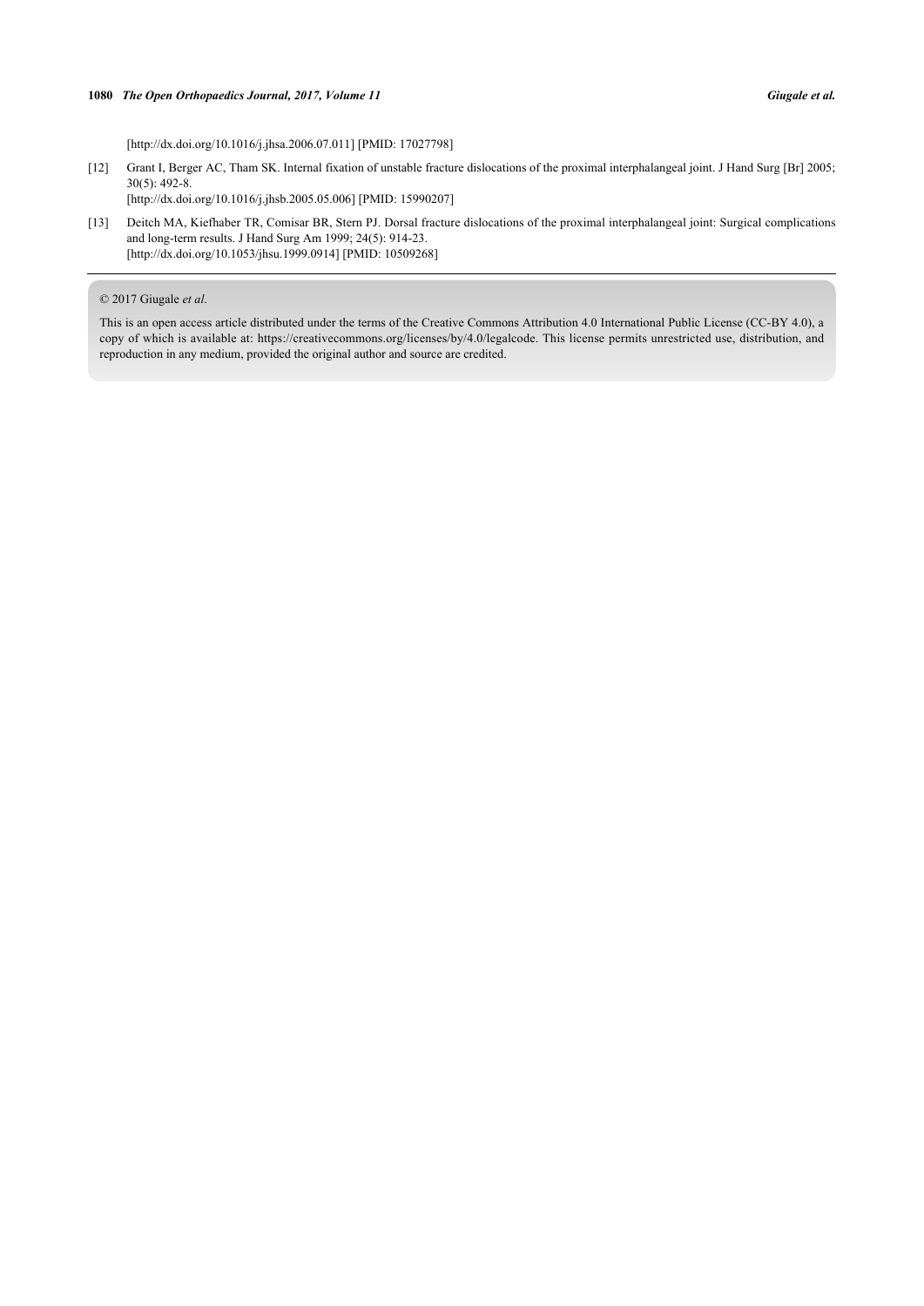[http://dx.doi.org/10.1016/j.jhsa.2006.07.011] [PMID: 17027798]

[12] Grant I, Berger AC, Tham SK. Internal fixation of unstable fracture dislocations of the proximal interphalangeal joint. J Hand Surg [Br] 2005; 30(5): 492-8.
[http://dx.doi.org/10.1016/j.jhsb.2005.05.006] [PMID: 15990207]

[13] Deitch MA, Kiefhaber TR, Comisar BR, Stern PJ. Dorsal fracture dislocations of the proximal interphalangeal joint: Surgical complications and long-term results. J Hand Surg Am 1999; 24(5): 914-23.
[http://dx.doi.org/10.1053/jhsu.1999.0914] [PMID: 10509268]

---

© 2017 Giugale *et al*.

This is an open access article distributed under the terms of the Creative Commons Attribution 4.0 International Public License (CC-BY 4.0), a copy of which is available at: https://creativecommons.org/licenses/by/4.0/legalcode. This license permits unrestricted use, distribution, and reproduction in any medium, provided the original author and source are credited.